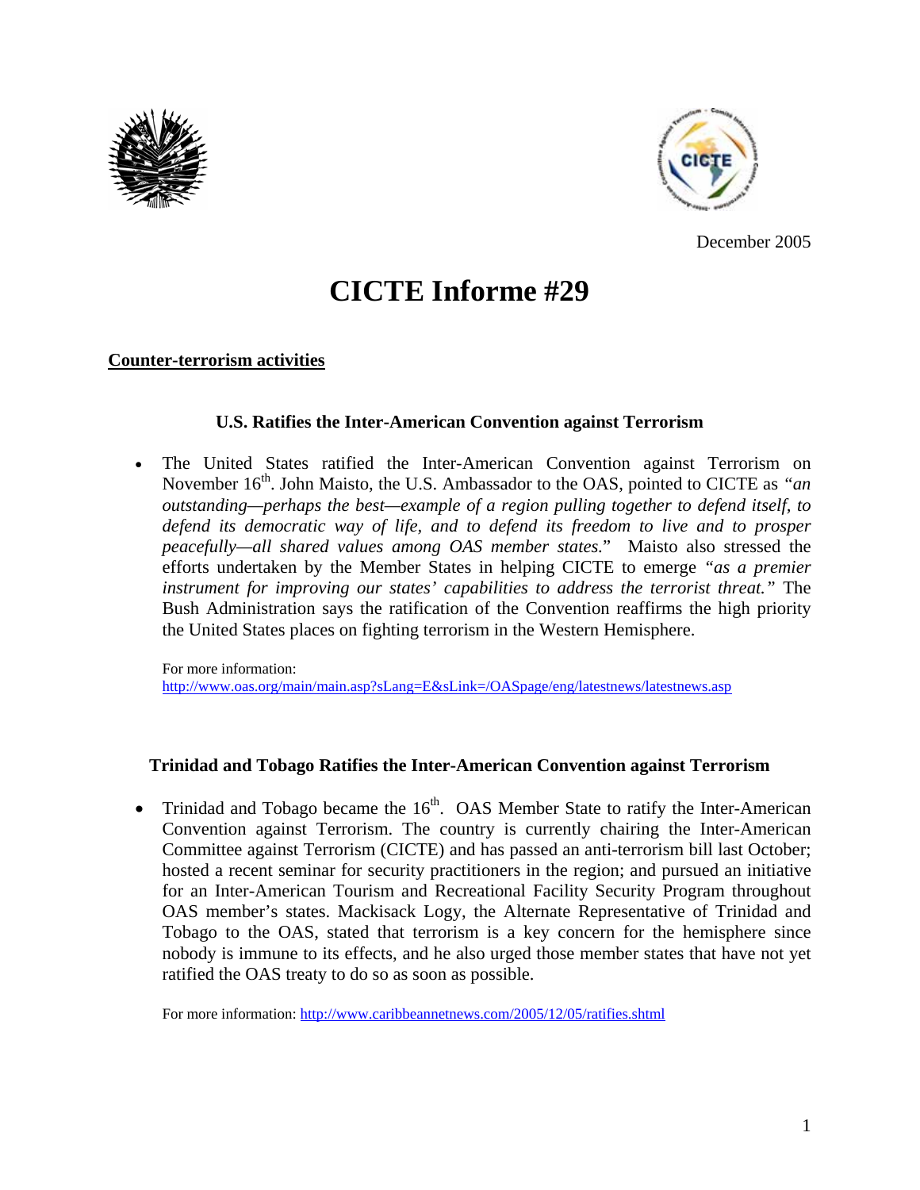December 2005

# CICTE Informe #29

## Counter-terrorism activities

### U.S. Ratifies the Inter-American Convention against Terrorism

- The United States ratified the Inter-American Convention against Terrorism on November 16th. John Maisto, the U.S. Ambassador to the OAS, pointed to CICTE as *"an outstanding—perhaps the best—example of a region pulling together to defend itself, to defend its democratic way of life, and to defend its freedom to live and to prosper peacefully—all shared values among OAS member states.*" Maisto also stressed the efforts undertaken by the Member States in helping CICTE to emerge *"as a premier instrument for improving our states' capabilities to address the terrorist threat."* The Bush Administration says the ratification of the Convention reaffirms the high priority the United States places on fighting terrorism in the Western Hemisphere.

  For more information:
  http://www.oas.org/main/main.asp?sLang=E&sLink=/OASpage/eng/latestnews/latestnews.asp

### Trinidad and Tobago Ratifies the Inter-American Convention against Terrorism

- Trinidad and Tobago became the 16th. OAS Member State to ratify the Inter-American Convention against Terrorism. The country is currently chairing the Inter-American Committee against Terrorism (CICTE) and has passed an anti-terrorism bill last October; hosted a recent seminar for security practitioners in the region; and pursued an initiative for an Inter-American Tourism and Recreational Facility Security Program throughout OAS member's states. Mackisack Logy, the Alternate Representative of Trinidad and Tobago to the OAS, stated that terrorism is a key concern for the hemisphere since nobody is immune to its effects, and he also urged those member states that have not yet ratified the OAS treaty to do so as soon as possible.

  For more information: http://www.caribbeannetnews.com/2005/12/05/ratifies.shtml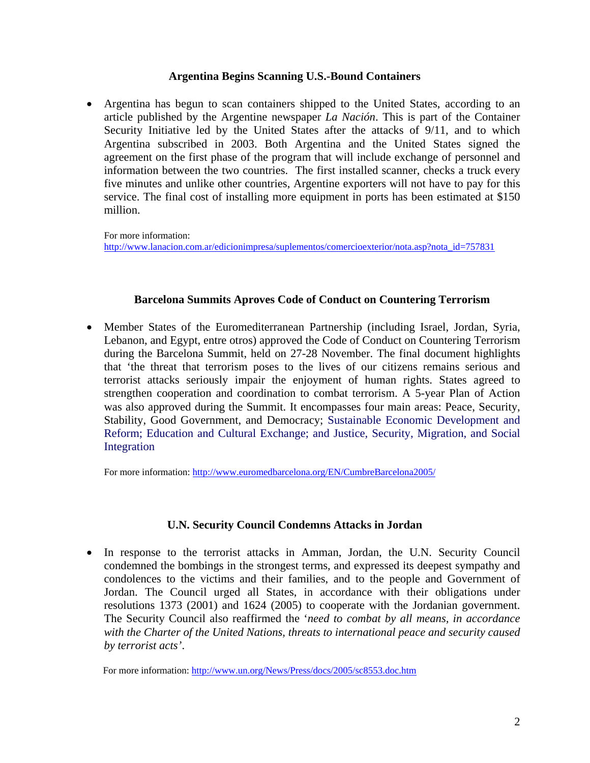## Argentina Begins Scanning U.S.-Bound Containers

- Argentina has begun to scan containers shipped to the United States, according to an article published by the Argentine newspaper *La Nación*. This is part of the Container Security Initiative led by the United States after the attacks of 9/11, and to which Argentina subscribed in 2003. Both Argentina and the United States signed the agreement on the first phase of the program that will include exchange of personnel and information between the two countries. The first installed scanner, checks a truck every five minutes and unlike other countries, Argentine exporters will not have to pay for this service. The final cost of installing more equipment in ports has been estimated at $150 million.

  For more information:
  http://www.lanacion.com.ar/edicionimpresa/suplementos/comercioexterior/nota.asp?nota_id=757831

## Barcelona Summits Aproves Code of Conduct on Countering Terrorism

- Member States of the Euromediterranean Partnership (including Israel, Jordan, Syria, Lebanon, and Egypt, entre otros) approved the Code of Conduct on Countering Terrorism during the Barcelona Summit, held on 27-28 November. The final document highlights that 'the threat that terrorism poses to the lives of our citizens remains serious and terrorist attacks seriously impair the enjoyment of human rights. States agreed to strengthen cooperation and coordination to combat terrorism. A 5-year Plan of Action was also approved during the Summit. It encompasses four main areas: Peace, Security, Stability, Good Government, and Democracy; Sustainable Economic Development and Reform; Education and Cultural Exchange; and Justice, Security, Migration, and Social Integration

  For more information: http://www.euromedbarcelona.org/EN/CumbreBarcelona2005/

## U.N. Security Council Condemns Attacks in Jordan

- In response to the terrorist attacks in Amman, Jordan, the U.N. Security Council condemned the bombings in the strongest terms, and expressed its deepest sympathy and condolences to the victims and their families, and to the people and Government of Jordan. The Council urged all States, in accordance with their obligations under resolutions 1373 (2001) and 1624 (2005) to cooperate with the Jordanian government. The Security Council also reaffirmed the '*need to combat by all means, in accordance with the Charter of the United Nations, threats to international peace and security caused by terrorist acts*'.

  For more information: http://www.un.org/News/Press/docs/2005/sc8553.doc.htm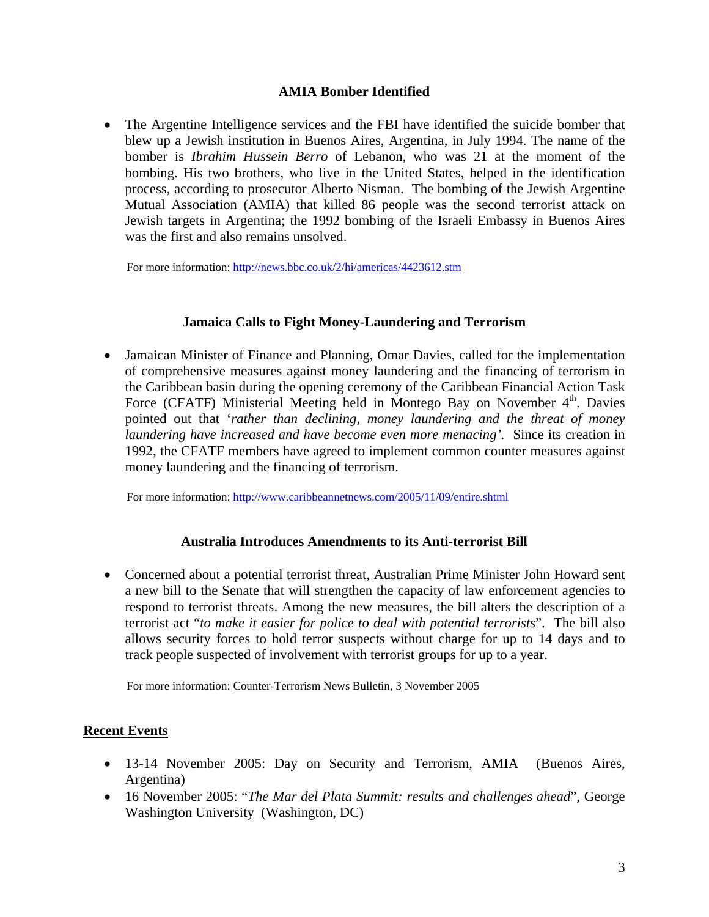### AMIA Bomber Identified

- The Argentine Intelligence services and the FBI have identified the suicide bomber that blew up a Jewish institution in Buenos Aires, Argentina, in July 1994. The name of the bomber is *Ibrahim Hussein Berro* of Lebanon, who was 21 at the moment of the bombing. His two brothers, who live in the United States, helped in the identification process, according to prosecutor Alberto Nisman. The bombing of the Jewish Argentine Mutual Association (AMIA) that killed 86 people was the second terrorist attack on Jewish targets in Argentina; the 1992 bombing of the Israeli Embassy in Buenos Aires was the first and also remains unsolved.

For more information: http://news.bbc.co.uk/2/hi/americas/4423612.stm

### Jamaica Calls to Fight Money-Laundering and Terrorism

- Jamaican Minister of Finance and Planning, Omar Davies, called for the implementation of comprehensive measures against money laundering and the financing of terrorism in the Caribbean basin during the opening ceremony of the Caribbean Financial Action Task Force (CFATF) Ministerial Meeting held in Montego Bay on November 4th. Davies pointed out that '*rather than declining, money laundering and the threat of money laundering have increased and have become even more menacing'*. Since its creation in 1992, the CFATF members have agreed to implement common counter measures against money laundering and the financing of terrorism.

For more information: http://www.caribbeannetnews.com/2005/11/09/entire.shtml

### Australia Introduces Amendments to its Anti-terrorist Bill

- Concerned about a potential terrorist threat, Australian Prime Minister John Howard sent a new bill to the Senate that will strengthen the capacity of law enforcement agencies to respond to terrorist threats. Among the new measures, the bill alters the description of a terrorist act "*to make it easier for police to deal with potential terrorists*". The bill also allows security forces to hold terror suspects without charge for up to 14 days and to track people suspected of involvement with terrorist groups for up to a year.

For more information: Counter-Terrorism News Bulletin, 3 November 2005

## Recent Events

- 13-14 November 2005: Day on Security and Terrorism, AMIA (Buenos Aires, Argentina)
- 16 November 2005: "*The Mar del Plata Summit: results and challenges ahead*", George Washington University (Washington, DC)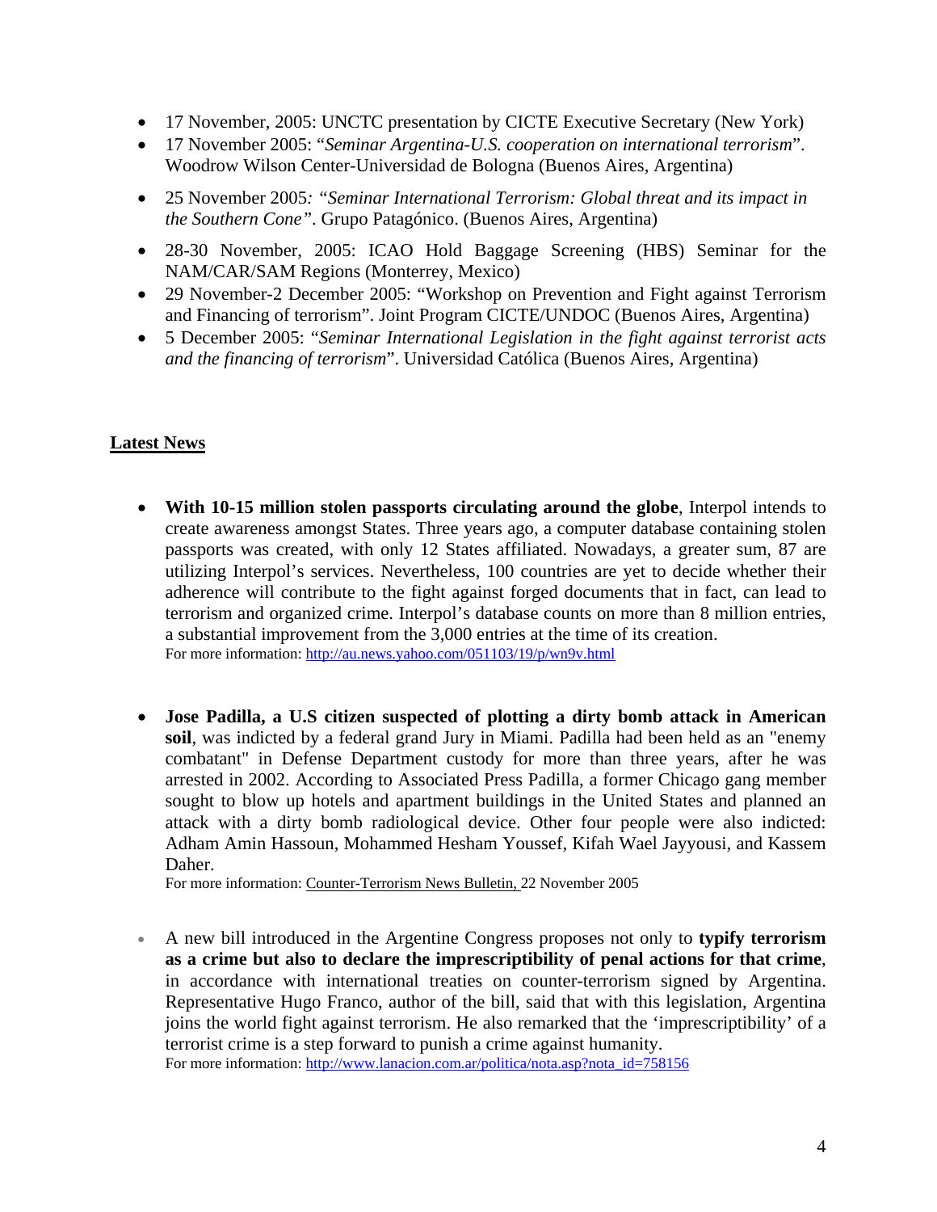- 17 November, 2005: UNCTC presentation by CICTE Executive Secretary (New York)
- 17 November 2005: "*Seminar Argentina-U.S. cooperation on international terrorism*". Woodrow Wilson Center-Universidad de Bologna (Buenos Aires, Argentina)
- 25 November 2005*: "Seminar International Terrorism: Global threat and its impact in the Southern Cone"*. Grupo Patagónico. (Buenos Aires, Argentina)
- 28-30 November, 2005: ICAO Hold Baggage Screening (HBS) Seminar for the NAM/CAR/SAM Regions (Monterrey, Mexico)
- 29 November-2 December 2005: "Workshop on Prevention and Fight against Terrorism and Financing of terrorism". Joint Program CICTE/UNDOC (Buenos Aires, Argentina)
- 5 December 2005: "*Seminar International Legislation in the fight against terrorist acts and the financing of terrorism*". Universidad Católica (Buenos Aires, Argentina)

## Latest News

- **With 10-15 million stolen passports circulating around the globe**, Interpol intends to create awareness amongst States. Three years ago, a computer database containing stolen passports was created, with only 12 States affiliated. Nowadays, a greater sum, 87 are utilizing Interpol's services. Nevertheless, 100 countries are yet to decide whether their adherence will contribute to the fight against forged documents that in fact, can lead to terrorism and organized crime. Interpol's database counts on more than 8 million entries, a substantial improvement from the 3,000 entries at the time of its creation.
  For more information: http://au.news.yahoo.com/051103/19/p/wn9v.html

- **Jose Padilla, a U.S citizen suspected of plotting a dirty bomb attack in American soil**, was indicted by a federal grand Jury in Miami. Padilla had been held as an "enemy combatant" in Defense Department custody for more than three years, after he was arrested in 2002. According to Associated Press Padilla, a former Chicago gang member sought to blow up hotels and apartment buildings in the United States and planned an attack with a dirty bomb radiological device. Other four people were also indicted: Adham Amin Hassoun, Mohammed Hesham Youssef, Kifah Wael Jayyousi, and Kassem Daher.
  For more information: Counter-Terrorism News Bulletin, 22 November 2005

- A new bill introduced in the Argentine Congress proposes not only to **typify terrorism as a crime but also to declare the imprescriptibility of penal actions for that crime**, in accordance with international treaties on counter-terrorism signed by Argentina. Representative Hugo Franco, author of the bill, said that with this legislation, Argentina joins the world fight against terrorism. He also remarked that the 'imprescriptibility' of a terrorist crime is a step forward to punish a crime against humanity.
  For more information: http://www.lanacion.com.ar/politica/nota.asp?nota_id=758156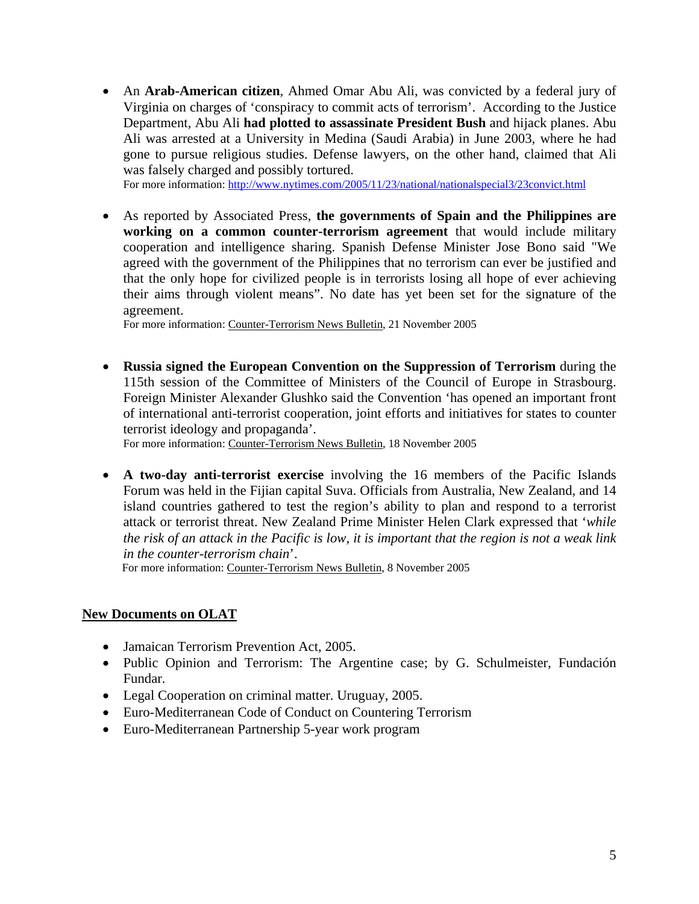- An **Arab-American citizen**, Ahmed Omar Abu Ali, was convicted by a federal jury of Virginia on charges of 'conspiracy to commit acts of terrorism'. According to the Justice Department, Abu Ali **had plotted to assassinate President Bush** and hijack planes. Abu Ali was arrested at a University in Medina (Saudi Arabia) in June 2003, where he had gone to pursue religious studies. Defense lawyers, on the other hand, claimed that Ali was falsely charged and possibly tortured.
  For more information: http://www.nytimes.com/2005/11/23/national/nationalspecial3/23convict.html

- As reported by Associated Press, **the governments of Spain and the Philippines are working on a common counter-terrorism agreement** that would include military cooperation and intelligence sharing. Spanish Defense Minister Jose Bono said "We agreed with the government of the Philippines that no terrorism can ever be justified and that the only hope for civilized people is in terrorists losing all hope of ever achieving their aims through violent means". No date has yet been set for the signature of the agreement.
  For more information: Counter-Terrorism News Bulletin, 21 November 2005

- **Russia signed the European Convention on the Suppression of Terrorism** during the 115th session of the Committee of Ministers of the Council of Europe in Strasbourg. Foreign Minister Alexander Glushko said the Convention 'has opened an important front of international anti-terrorist cooperation, joint efforts and initiatives for states to counter terrorist ideology and propaganda'.
  For more information: Counter-Terrorism News Bulletin, 18 November 2005

- **A two-day anti-terrorist exercise** involving the 16 members of the Pacific Islands Forum was held in the Fijian capital Suva. Officials from Australia, New Zealand, and 14 island countries gathered to test the region's ability to plan and respond to a terrorist attack or terrorist threat. New Zealand Prime Minister Helen Clark expressed that '*while the risk of an attack in the Pacific is low, it is important that the region is not a weak link in the counter-terrorism chain*'.
  For more information: Counter-Terrorism News Bulletin, 8 November 2005

## New Documents on OLAT

- Jamaican Terrorism Prevention Act, 2005.
- Public Opinion and Terrorism: The Argentine case; by G. Schulmeister, Fundación Fundar.
- Legal Cooperation on criminal matter. Uruguay, 2005.
- Euro-Mediterranean Code of Conduct on Countering Terrorism
- Euro-Mediterranean Partnership 5-year work program